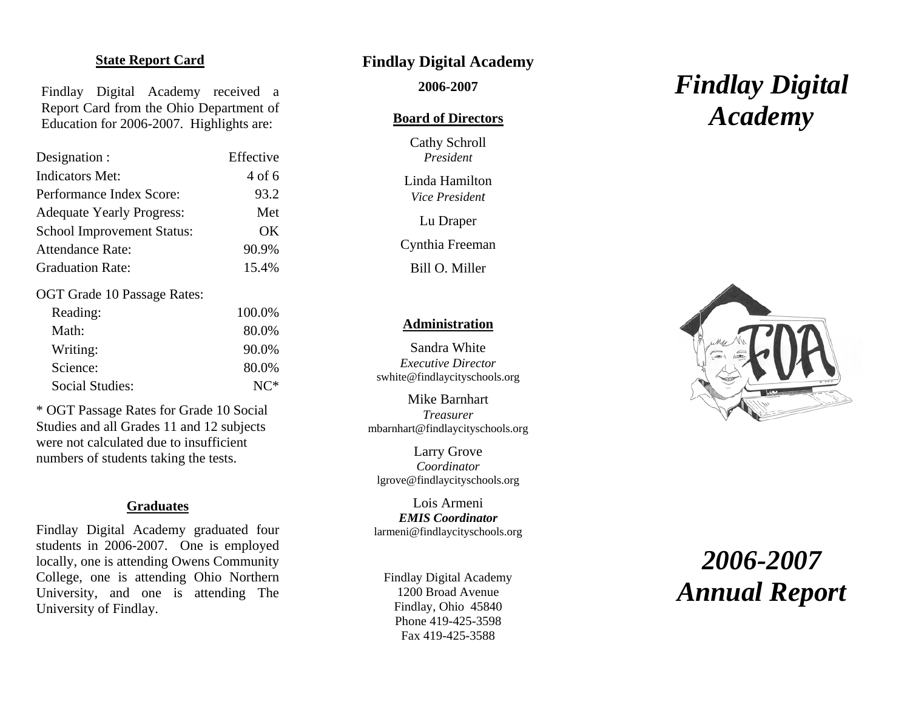## State Report Card

Findlay Digital Academy received a Report Card from the Ohio Department of Education for 2006-2007. Highlights are:

| | |
|---|---|
| Designation : | Effective |
| Indicators Met: | 4 of 6 |
| Performance Index Score: | 93.2 |
| Adequate Yearly Progress: | Met |
| School Improvement Status: | OK |
| Attendance Rate: | 90.9% |
| Graduation Rate: | 15.4% |

OGT Grade 10 Passage Rates:

| | |
|---|---|
| Reading: | 100.0% |
| Math: | 80.0% |
| Writing: | 90.0% |
| Science: | 80.0% |
| Social Studies: | NC* |

* OGT Passage Rates for Grade 10 Social Studies and all Grades 11 and 12 subjects were not calculated due to insufficient numbers of students taking the tests.

## Graduates

Findlay Digital Academy graduated four students in 2006-2007. One is employed locally, one is attending Owens Community College, one is attending Ohio Northern University, and one is attending The University of Findlay.

# Findlay Digital Academy

**2006-2007**

## Board of Directors

Cathy Schroll
*President*

Linda Hamilton
*Vice President*

Lu Draper

Cynthia Freeman

Bill O. Miller

## Administration

Sandra White
*Executive Director*
swhite@findlaycityschools.org

Mike Barnhart
*Treasurer*
mbarnhart@findlaycityschools.org

Larry Grove
*Coordinator*
lgrove@findlaycityschools.org

Lois Armeni
***EMIS Coordinator***
larmeni@findlaycityschools.org

Findlay Digital Academy
1200 Broad Avenue
Findlay, Ohio 45840
Phone 419-425-3598
Fax 419-425-3588

# *Findlay Digital Academy*

# *2006-2007 Annual Report*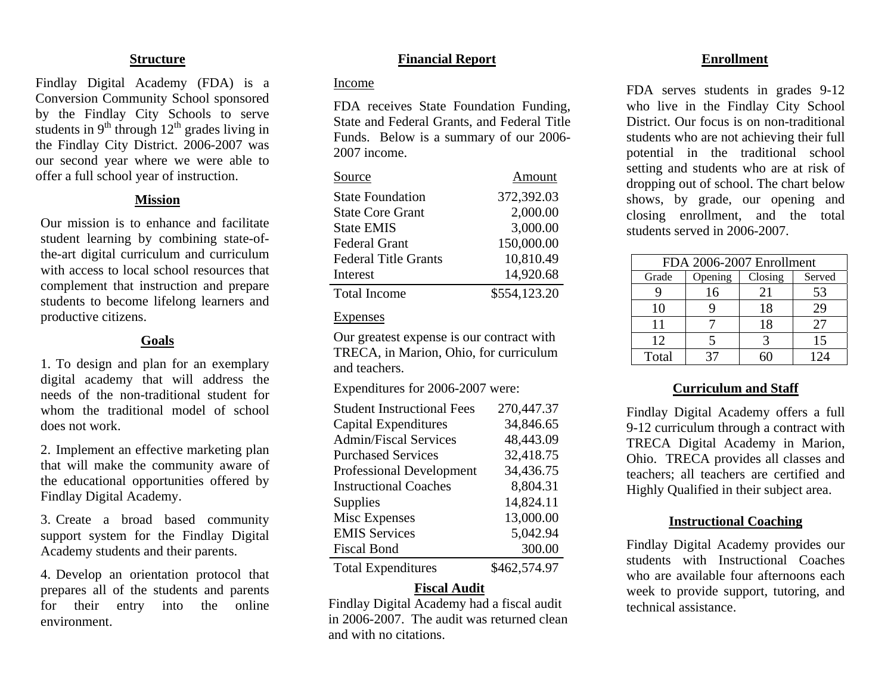## Structure

Findlay Digital Academy (FDA) is a Conversion Community School sponsored by the Findlay City Schools to serve students in 9th through 12th grades living in the Findlay City District. 2006-2007 was our second year where we were able to offer a full school year of instruction.

## Mission

Our mission is to enhance and facilitate student learning by combining state-of-the-art digital curriculum and curriculum with access to local school resources that complement that instruction and prepare students to become lifelong learners and productive citizens.

## Goals

1. To design and plan for an exemplary digital academy that will address the needs of the non-traditional student for whom the traditional model of school does not work.

2. Implement an effective marketing plan that will make the community aware of the educational opportunities offered by Findlay Digital Academy.

3. Create a broad based community support system for the Findlay Digital Academy students and their parents.

4. Develop an orientation protocol that prepares all of the students and parents for their entry into the online environment.

## Financial Report

### Income

FDA receives State Foundation Funding, State and Federal Grants, and Federal Title Funds. Below is a summary of our 2006-2007 income.

| Source | Amount |
|---|---|
| State Foundation | 372,392.03 |
| State Core Grant | 2,000.00 |
| State EMIS | 3,000.00 |
| Federal Grant | 150,000.00 |
| Federal Title Grants | 10,810.49 |
| Interest | 14,920.68 |
| Total Income | $554,123.20 |

### Expenses

Our greatest expense is our contract with TRECA, in Marion, Ohio, for curriculum and teachers.

Expenditures for 2006-2007 were:

| | |
|---|---|
| Student Instructional Fees | 270,447.37 |
| Capital Expenditures | 34,846.65 |
| Admin/Fiscal Services | 48,443.09 |
| Purchased Services | 32,418.75 |
| Professional Development | 34,436.75 |
| Instructional Coaches | 8,804.31 |
| Supplies | 14,824.11 |
| Misc Expenses | 13,000.00 |
| EMIS Services | 5,042.94 |
| Fiscal Bond | 300.00 |
| Total Expenditures | $462,574.97 |

## Fiscal Audit

Findlay Digital Academy had a fiscal audit in 2006-2007. The audit was returned clean and with no citations.

## Enrollment

FDA serves students in grades 9-12 who live in the Findlay City School District. Our focus is on non-traditional students who are not achieving their full potential in the traditional school setting and students who are at risk of dropping out of school. The chart below shows, by grade, our opening and closing enrollment, and the total students served in 2006-2007.

| FDA 2006-2007 Enrollment | | | |
|---|---|---|---|
| Grade | Opening | Closing | Served |
| 9 | 16 | 21 | 53 |
| 10 | 9 | 18 | 29 |
| 11 | 7 | 18 | 27 |
| 12 | 5 | 3 | 15 |
| Total | 37 | 60 | 124 |

## Curriculum and Staff

Findlay Digital Academy offers a full 9-12 curriculum through a contract with TRECA Digital Academy in Marion, Ohio. TRECA provides all classes and teachers; all teachers are certified and Highly Qualified in their subject area.

## Instructional Coaching

Findlay Digital Academy provides our students with Instructional Coaches who are available four afternoons each week to provide support, tutoring, and technical assistance.